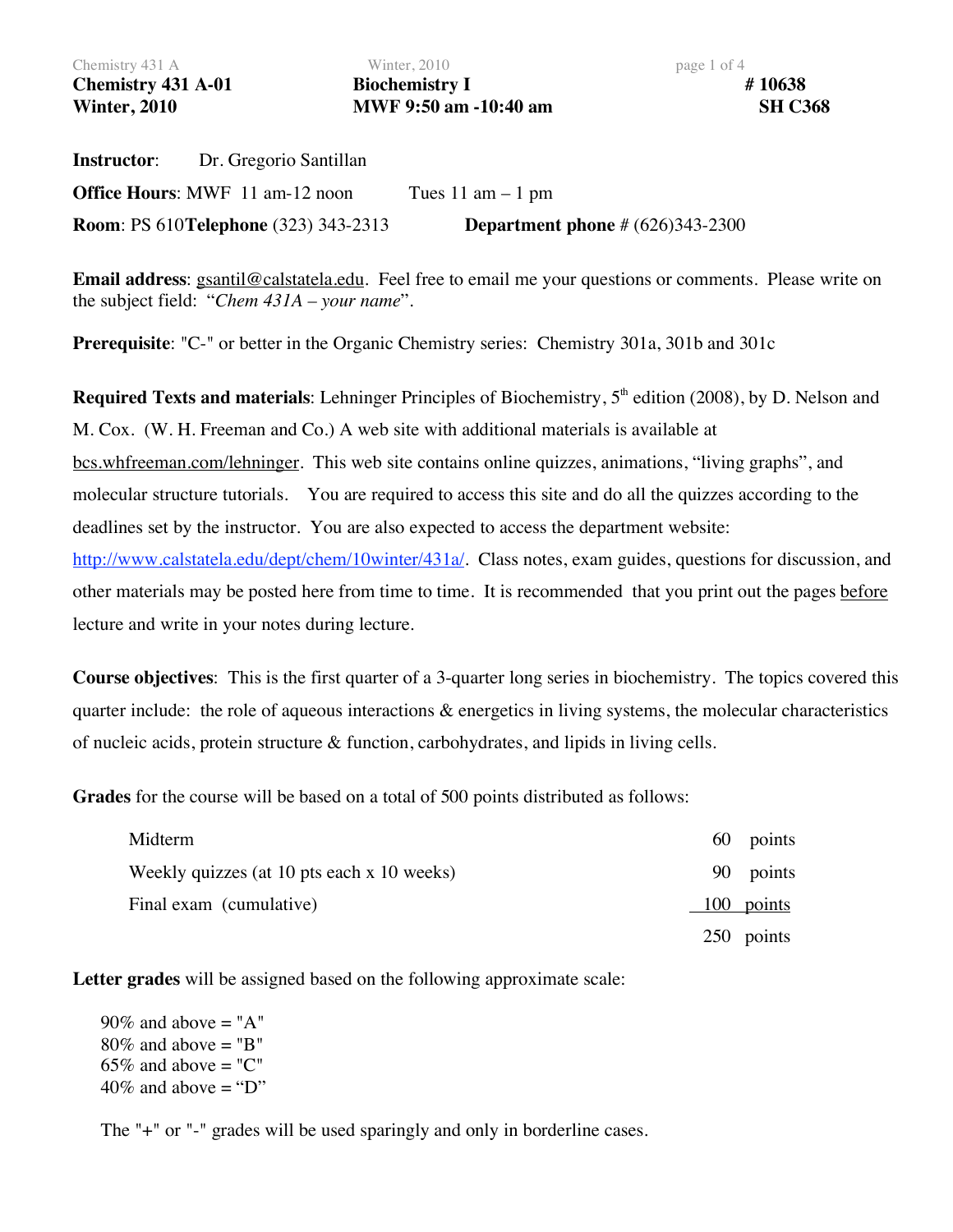**Chemistry 431 A-01** | **Biochemistry I** | **# 10638**
**Winter, 2010** | **MWF 9:50 am -10:40 am** | **SH C368**

**Instructor**: Dr. Gregorio Santillan

**Office Hours**: MWF 11 am-12 noon Tues 11 am – 1 pm

**Room**: PS 610 **Telephone** (323) 343-2313 **Department phone** # (626)343-2300

**Email address**: gsantil@calstatela.edu. Feel free to email me your questions or comments. Please write on the subject field: "*Chem 431A – your name*".

**Prerequisite**: "C-" or better in the Organic Chemistry series: Chemistry 301a, 301b and 301c

**Required Texts and materials**: Lehninger Principles of Biochemistry, 5th edition (2008), by D. Nelson and M. Cox. (W. H. Freeman and Co.) A web site with additional materials is available at bcs.whfreeman.com/lehninger. This web site contains online quizzes, animations, "living graphs", and molecular structure tutorials. You are required to access this site and do all the quizzes according to the deadlines set by the instructor. You are also expected to access the department website: http://www.calstatela.edu/dept/chem/10winter/431a/. Class notes, exam guides, questions for discussion, and other materials may be posted here from time to time. It is recommended that you print out the pages before lecture and write in your notes during lecture.

**Course objectives**: This is the first quarter of a 3-quarter long series in biochemistry. The topics covered this quarter include: the role of aqueous interactions & energetics in living systems, the molecular characteristics of nucleic acids, protein structure & function, carbohydrates, and lipids in living cells.

**Grades** for the course will be based on a total of 500 points distributed as follows:

| | |
|---|---|
| Midterm | 60 points |
| Weekly quizzes (at 10 pts each x 10 weeks) | 90 points |
| Final exam (cumulative) | 100 points |
| | 250 points |

**Letter grades** will be assigned based on the following approximate scale:

90% and above = "A"
80% and above = "B"
65% and above = "C"
40% and above = "D"

The "+" or "-" grades will be used sparingly and only in borderline cases.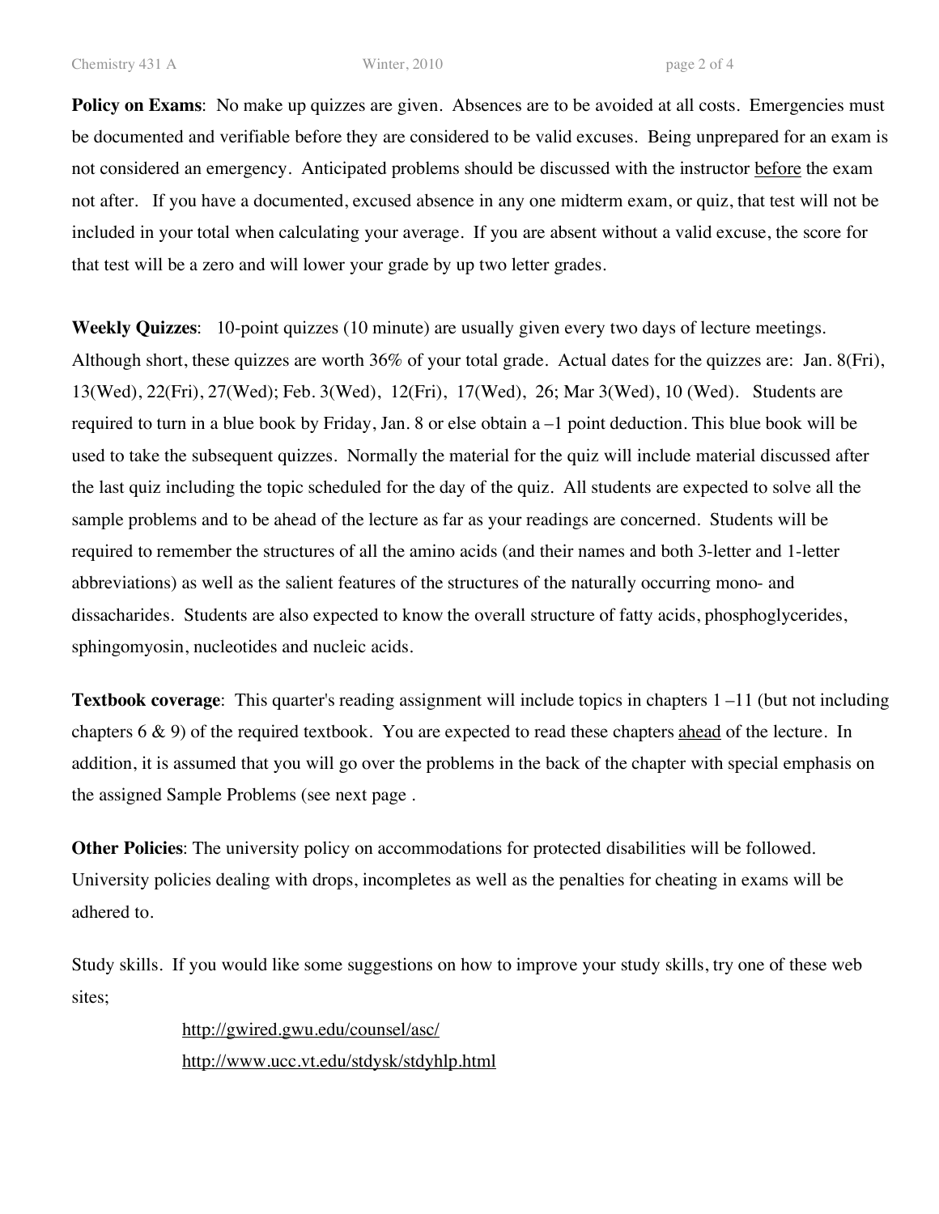**Policy on Exams**: No make up quizzes are given. Absences are to be avoided at all costs. Emergencies must be documented and verifiable before they are considered to be valid excuses. Being unprepared for an exam is not considered an emergency. Anticipated problems should be discussed with the instructor <u>before</u> the exam not after. If you have a documented, excused absence in any one midterm exam, or quiz, that test will not be included in your total when calculating your average. If you are absent without a valid excuse, the score for that test will be a zero and will lower your grade by up two letter grades.

**Weekly Quizzes**: 10-point quizzes (10 minute) are usually given every two days of lecture meetings. Although short, these quizzes are worth 36% of your total grade. Actual dates for the quizzes are: Jan. 8(Fri), 13(Wed), 22(Fri), 27(Wed); Feb. 3(Wed), 12(Fri), 17(Wed), 26; Mar 3(Wed), 10 (Wed). Students are required to turn in a blue book by Friday, Jan. 8 or else obtain a –1 point deduction. This blue book will be used to take the subsequent quizzes. Normally the material for the quiz will include material discussed after the last quiz including the topic scheduled for the day of the quiz. All students are expected to solve all the sample problems and to be ahead of the lecture as far as your readings are concerned. Students will be required to remember the structures of all the amino acids (and their names and both 3-letter and 1-letter abbreviations) as well as the salient features of the structures of the naturally occurring mono- and dissacharides. Students are also expected to know the overall structure of fatty acids, phosphoglycerides, sphingomyosin, nucleotides and nucleic acids.

**Textbook coverage**: This quarter's reading assignment will include topics in chapters 1 –11 (but not including chapters 6 & 9) of the required textbook. You are expected to read these chapters <u>ahead</u> of the lecture. In addition, it is assumed that you will go over the problems in the back of the chapter with special emphasis on the assigned Sample Problems (see next page .

**Other Policies**: The university policy on accommodations for protected disabilities will be followed. University policies dealing with drops, incompletes as well as the penalties for cheating in exams will be adhered to.

Study skills. If you would like some suggestions on how to improve your study skills, try one of these web sites;

http://gwired.gwu.edu/counsel/asc/
http://www.ucc.vt.edu/stdysk/stdyhlp.html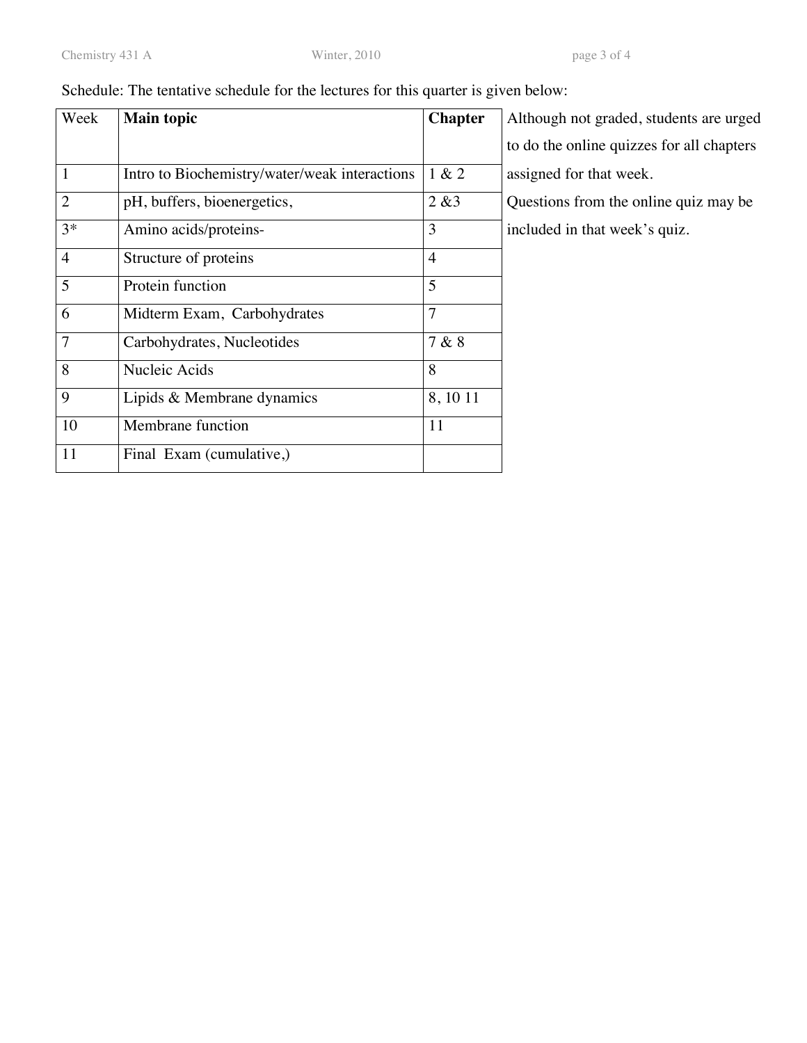Schedule: The tentative schedule for the lectures for this quarter is given below:

| Week | **Main topic** | **Chapter** |
| --- | --- | --- |
| 1 | Intro to Biochemistry/water/weak interactions | 1 & 2 |
| 2 | pH, buffers, bioenergetics, | 2 &3 |
| 3* | Amino acids/proteins- | 3 |
| 4 | Structure of proteins | 4 |
| 5 | Protein function | 5 |
| 6 | Midterm Exam, Carbohydrates | 7 |
| 7 | Carbohydrates, Nucleotides | 7 & 8 |
| 8 | Nucleic Acids | 8 |
| 9 | Lipids & Membrane dynamics | 8, 10 11 |
| 10 | Membrane function | 11 |
| 11 | Final Exam (cumulative,) | |

Although not graded, students are urged to do the online quizzes for all chapters assigned for that week. Questions from the online quiz may be included in that week's quiz.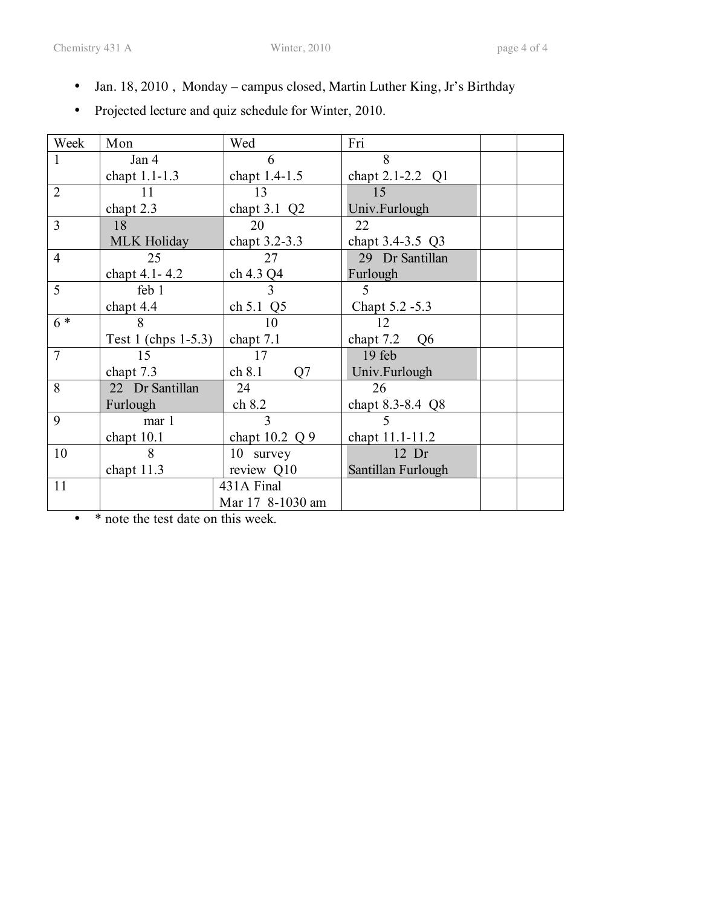- Jan. 18, 2010 , Monday – campus closed, Martin Luther King, Jr's Birthday
- Projected lecture and quiz schedule for Winter, 2010.

| Week | Mon | Wed | Fri | | |
|---|---|---|---|---|---|
| 1 | Jan 4<br>chapt 1.1-1.3 | 6<br>chapt 1.4-1.5 | 8<br>chapt 2.1-2.2 Q1 | | |
| 2 | 11<br>chapt 2.3 | 13<br>chapt 3.1 Q2 | 15<br>Univ.Furlough | | |
| 3 | 18<br>MLK Holiday | 20<br>chapt 3.2-3.3 | 22<br>chapt 3.4-3.5 Q3 | | |
| 4 | 25<br>chapt 4.1- 4.2 | 27<br>ch 4.3 Q4 | 29 Dr Santillan Furlough | | |
| 5 | feb 1<br>chapt 4.4 | 3<br>ch 5.1 Q5 | 5<br>Chapt 5.2 -5.3 | | |
| 6 * | 8<br>Test 1 (chps 1-5.3) | 10<br>chapt 7.1 | 12<br>chapt 7.2 Q6 | | |
| 7 | 15<br>chapt 7.3 | 17<br>ch 8.1 Q7 | 19 feb<br>Univ.Furlough | | |
| 8 | 22 Dr Santillan Furlough | 24<br>ch 8.2 | 26<br>chapt 8.3-8.4 Q8 | | |
| 9 | mar 1<br>chapt 10.1 | 3<br>chapt 10.2 Q 9 | 5<br>chapt 11.1-11.2 | | |
| 10 | 8<br>chapt 11.3 | 10 survey review Q10 | 12 Dr Santillan Furlough | | |
| 11 | | 431A Final<br>Mar 17 8-1030 am | | | |

- * note the test date on this week.